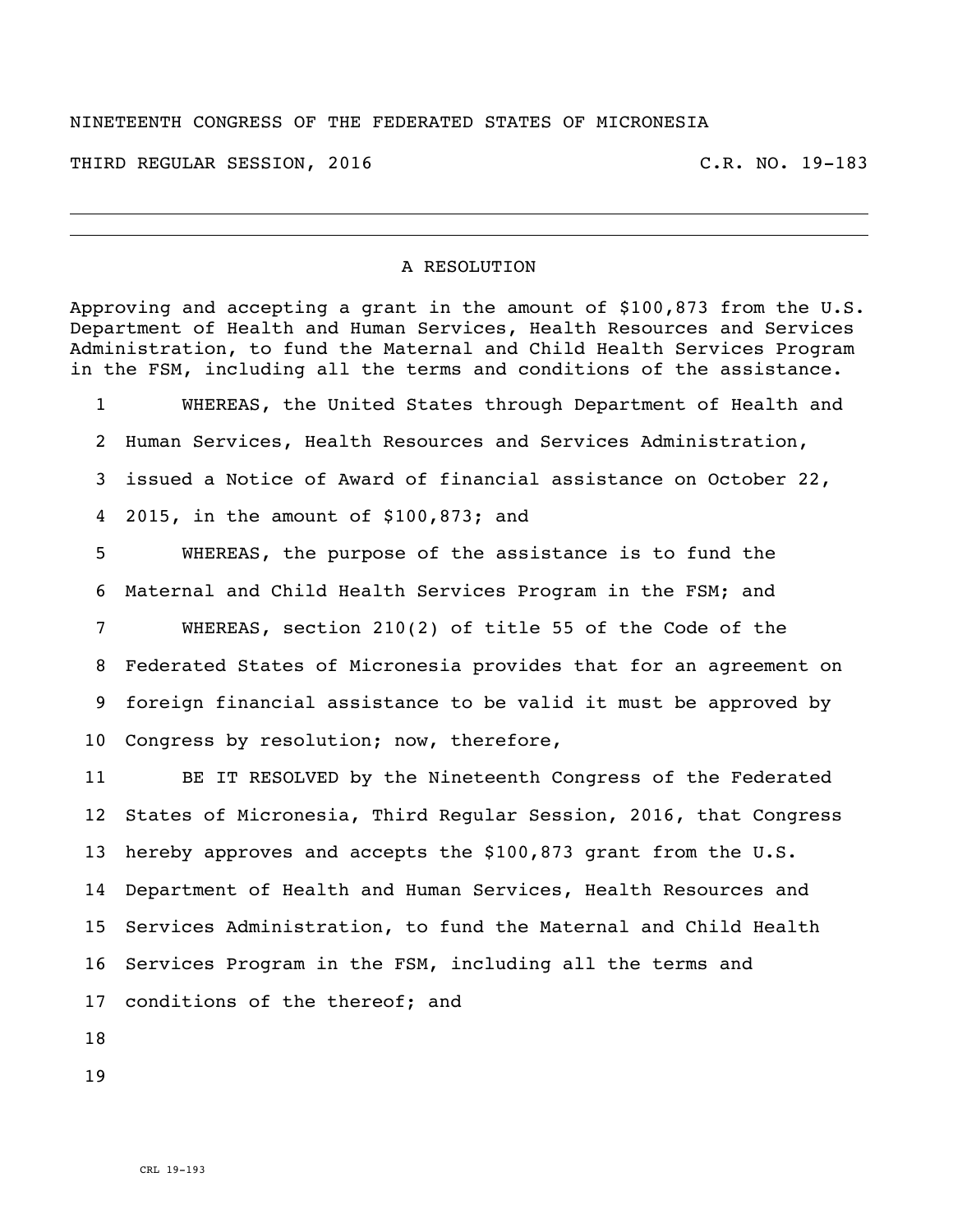NINETEENTH CONGRESS OF THE FEDERATED STATES OF MICRONESIA

THIRD REGULAR SESSION, 2016 C.R. NO. 19-183

---

## A RESOLUTION

Approving and accepting a grant in the amount of $100,873 from the U.S. Department of Health and Human Services, Health Resources and Services Administration, to fund the Maternal and Child Health Services Program in the FSM, including all the terms and conditions of the assistance.

1 WHEREAS, the United States through Department of Health and
2 Human Services, Health Resources and Services Administration,
3 issued a Notice of Award of financial assistance on October 22,
4 2015, in the amount of $100,873; and
5 WHEREAS, the purpose of the assistance is to fund the
6 Maternal and Child Health Services Program in the FSM; and
7 WHEREAS, section 210(2) of title 55 of the Code of the
8 Federated States of Micronesia provides that for an agreement on
9 foreign financial assistance to be valid it must be approved by
10 Congress by resolution; now, therefore,
11 BE IT RESOLVED by the Nineteenth Congress of the Federated
12 States of Micronesia, Third Regular Session, 2016, that Congress
13 hereby approves and accepts the $100,873 grant from the U.S.
14 Department of Health and Human Services, Health Resources and
15 Services Administration, to fund the Maternal and Child Health
16 Services Program in the FSM, including all the terms and
17 conditions of the thereof; and
18
19

CRL 19-193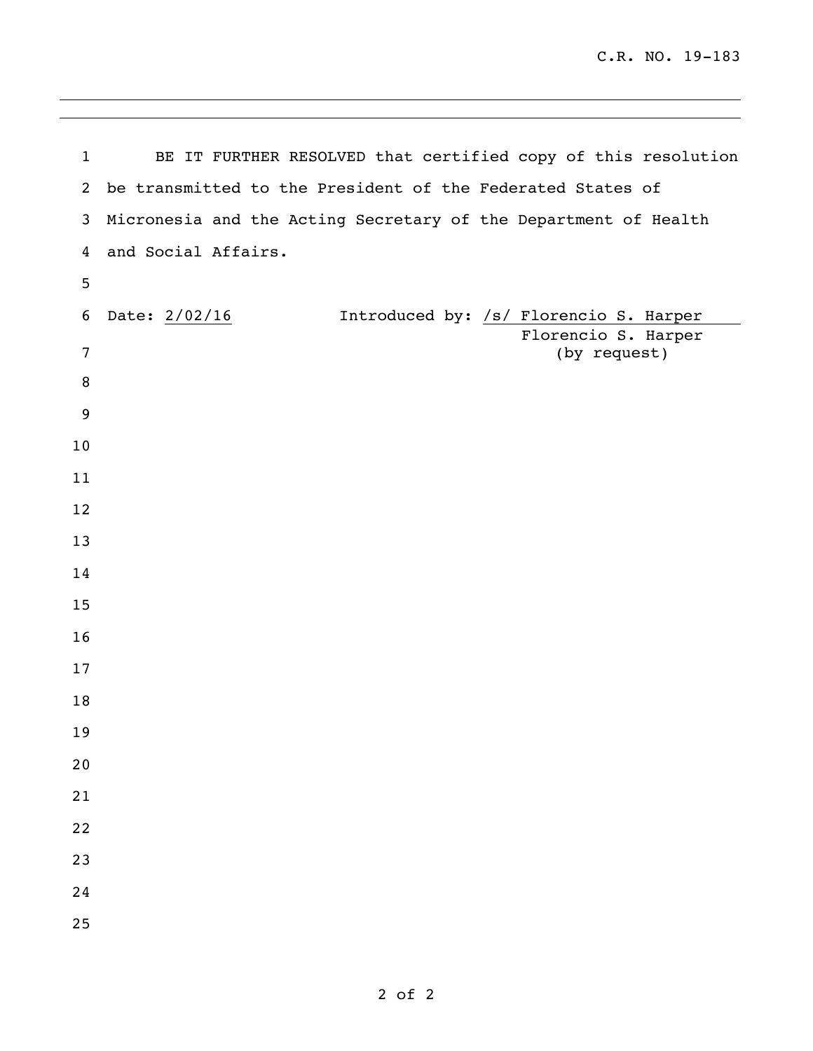BE IT FURTHER RESOLVED that certified copy of this resolution be transmitted to the President of the Federated States of Micronesia and the Acting Secretary of the Department of Health and Social Affairs.

Date: 2/02/16

Introduced by: /s/ Florencio S. Harper
Florencio S. Harper
(by request)